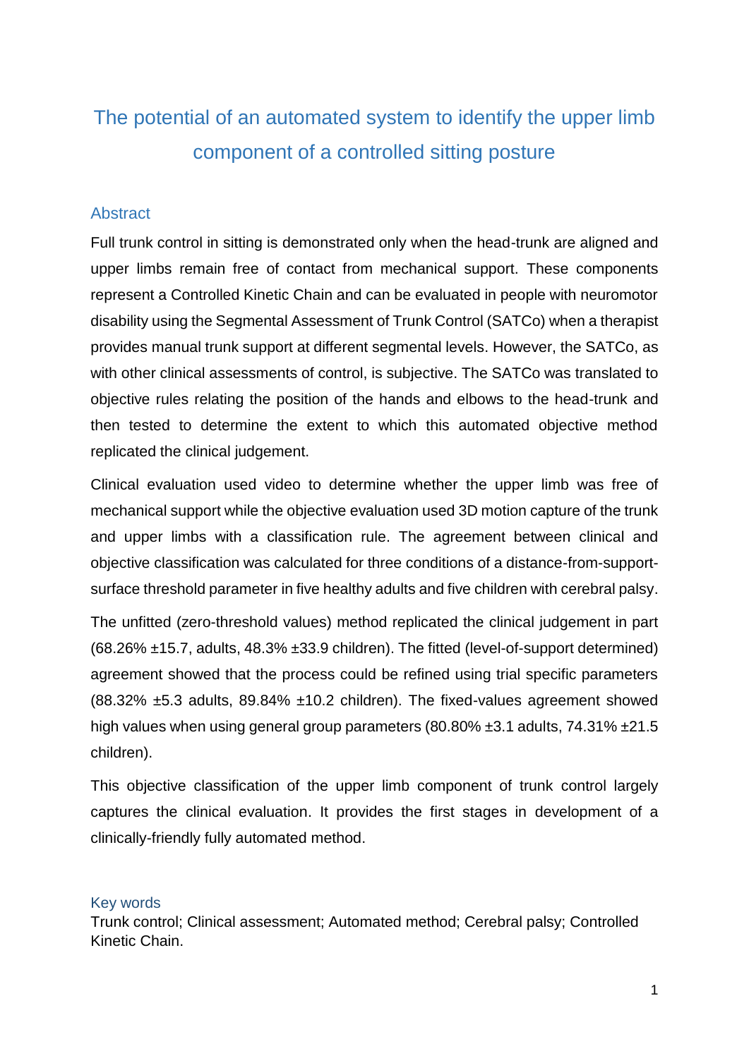# The potential of an automated system to identify the upper limb component of a controlled sitting posture

## Abstract

Full trunk control in sitting is demonstrated only when the head-trunk are aligned and upper limbs remain free of contact from mechanical support. These components represent a Controlled Kinetic Chain and can be evaluated in people with neuromotor disability using the Segmental Assessment of Trunk Control (SATCo) when a therapist provides manual trunk support at different segmental levels. However, the SATCo, as with other clinical assessments of control, is subjective. The SATCo was translated to objective rules relating the position of the hands and elbows to the head-trunk and then tested to determine the extent to which this automated objective method replicated the clinical judgement.

Clinical evaluation used video to determine whether the upper limb was free of mechanical support while the objective evaluation used 3D motion capture of the trunk and upper limbs with a classification rule. The agreement between clinical and objective classification was calculated for three conditions of a distance-from-support-surface threshold parameter in five healthy adults and five children with cerebral palsy.

The unfitted (zero-threshold values) method replicated the clinical judgement in part (68.26% ±15.7, adults, 48.3% ±33.9 children). The fitted (level-of-support determined) agreement showed that the process could be refined using trial specific parameters (88.32% ±5.3 adults, 89.84% ±10.2 children). The fixed-values agreement showed high values when using general group parameters (80.80% ±3.1 adults, 74.31% ±21.5 children).

This objective classification of the upper limb component of trunk control largely captures the clinical evaluation. It provides the first stages in development of a clinically-friendly fully automated method.

## Key words

Trunk control; Clinical assessment; Automated method; Cerebral palsy; Controlled Kinetic Chain.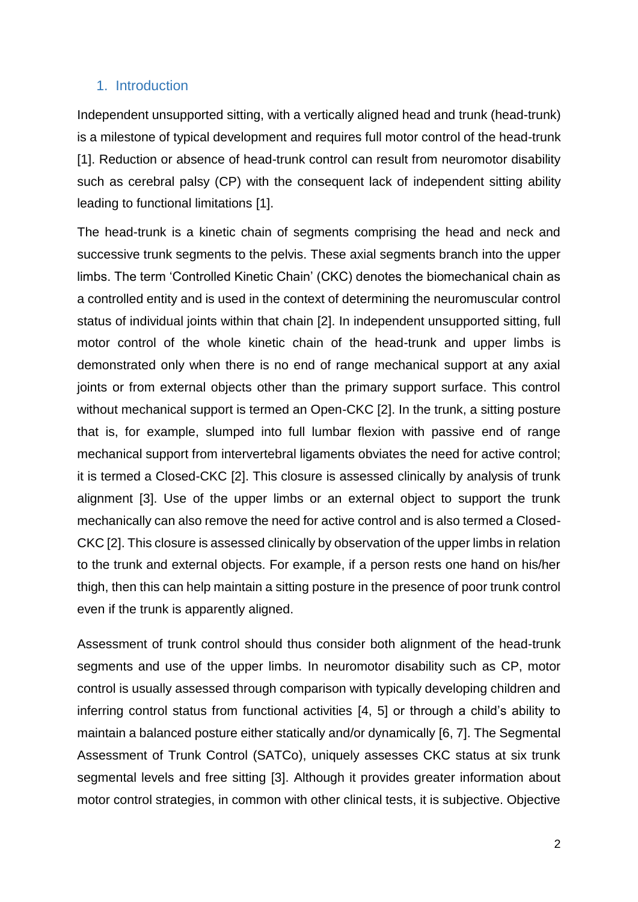## 1. Introduction

Independent unsupported sitting, with a vertically aligned head and trunk (head-trunk) is a milestone of typical development and requires full motor control of the head-trunk [1]. Reduction or absence of head-trunk control can result from neuromotor disability such as cerebral palsy (CP) with the consequent lack of independent sitting ability leading to functional limitations [1].

The head-trunk is a kinetic chain of segments comprising the head and neck and successive trunk segments to the pelvis. These axial segments branch into the upper limbs. The term 'Controlled Kinetic Chain' (CKC) denotes the biomechanical chain as a controlled entity and is used in the context of determining the neuromuscular control status of individual joints within that chain [2]. In independent unsupported sitting, full motor control of the whole kinetic chain of the head-trunk and upper limbs is demonstrated only when there is no end of range mechanical support at any axial joints or from external objects other than the primary support surface. This control without mechanical support is termed an Open-CKC [2]. In the trunk, a sitting posture that is, for example, slumped into full lumbar flexion with passive end of range mechanical support from intervertebral ligaments obviates the need for active control; it is termed a Closed-CKC [2]. This closure is assessed clinically by analysis of trunk alignment [3]. Use of the upper limbs or an external object to support the trunk mechanically can also remove the need for active control and is also termed a Closed-CKC [2]. This closure is assessed clinically by observation of the upper limbs in relation to the trunk and external objects. For example, if a person rests one hand on his/her thigh, then this can help maintain a sitting posture in the presence of poor trunk control even if the trunk is apparently aligned.

Assessment of trunk control should thus consider both alignment of the head-trunk segments and use of the upper limbs. In neuromotor disability such as CP, motor control is usually assessed through comparison with typically developing children and inferring control status from functional activities [4, 5] or through a child's ability to maintain a balanced posture either statically and/or dynamically [6, 7]. The Segmental Assessment of Trunk Control (SATCo), uniquely assesses CKC status at six trunk segmental levels and free sitting [3]. Although it provides greater information about motor control strategies, in common with other clinical tests, it is subjective. Objective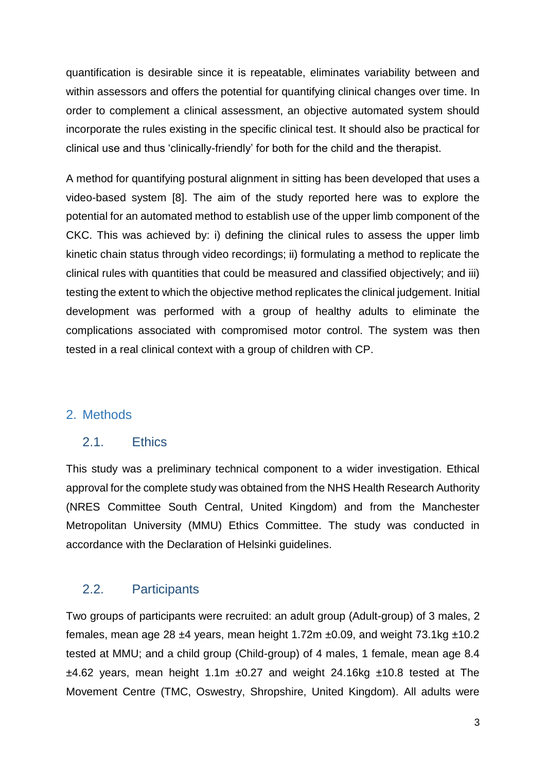quantification is desirable since it is repeatable, eliminates variability between and within assessors and offers the potential for quantifying clinical changes over time. In order to complement a clinical assessment, an objective automated system should incorporate the rules existing in the specific clinical test. It should also be practical for clinical use and thus 'clinically-friendly' for both for the child and the therapist.

A method for quantifying postural alignment in sitting has been developed that uses a video-based system [8]. The aim of the study reported here was to explore the potential for an automated method to establish use of the upper limb component of the CKC. This was achieved by: i) defining the clinical rules to assess the upper limb kinetic chain status through video recordings; ii) formulating a method to replicate the clinical rules with quantities that could be measured and classified objectively; and iii) testing the extent to which the objective method replicates the clinical judgement. Initial development was performed with a group of healthy adults to eliminate the complications associated with compromised motor control. The system was then tested in a real clinical context with a group of children with CP.

## 2. Methods

### 2.1. Ethics

This study was a preliminary technical component to a wider investigation. Ethical approval for the complete study was obtained from the NHS Health Research Authority (NRES Committee South Central, United Kingdom) and from the Manchester Metropolitan University (MMU) Ethics Committee. The study was conducted in accordance with the Declaration of Helsinki guidelines.

### 2.2. Participants

Two groups of participants were recruited: an adult group (Adult-group) of 3 males, 2 females, mean age 28 ±4 years, mean height 1.72m ±0.09, and weight 73.1kg ±10.2 tested at MMU; and a child group (Child-group) of 4 males, 1 female, mean age 8.4 ±4.62 years, mean height 1.1m ±0.27 and weight 24.16kg ±10.8 tested at The Movement Centre (TMC, Oswestry, Shropshire, United Kingdom). All adults were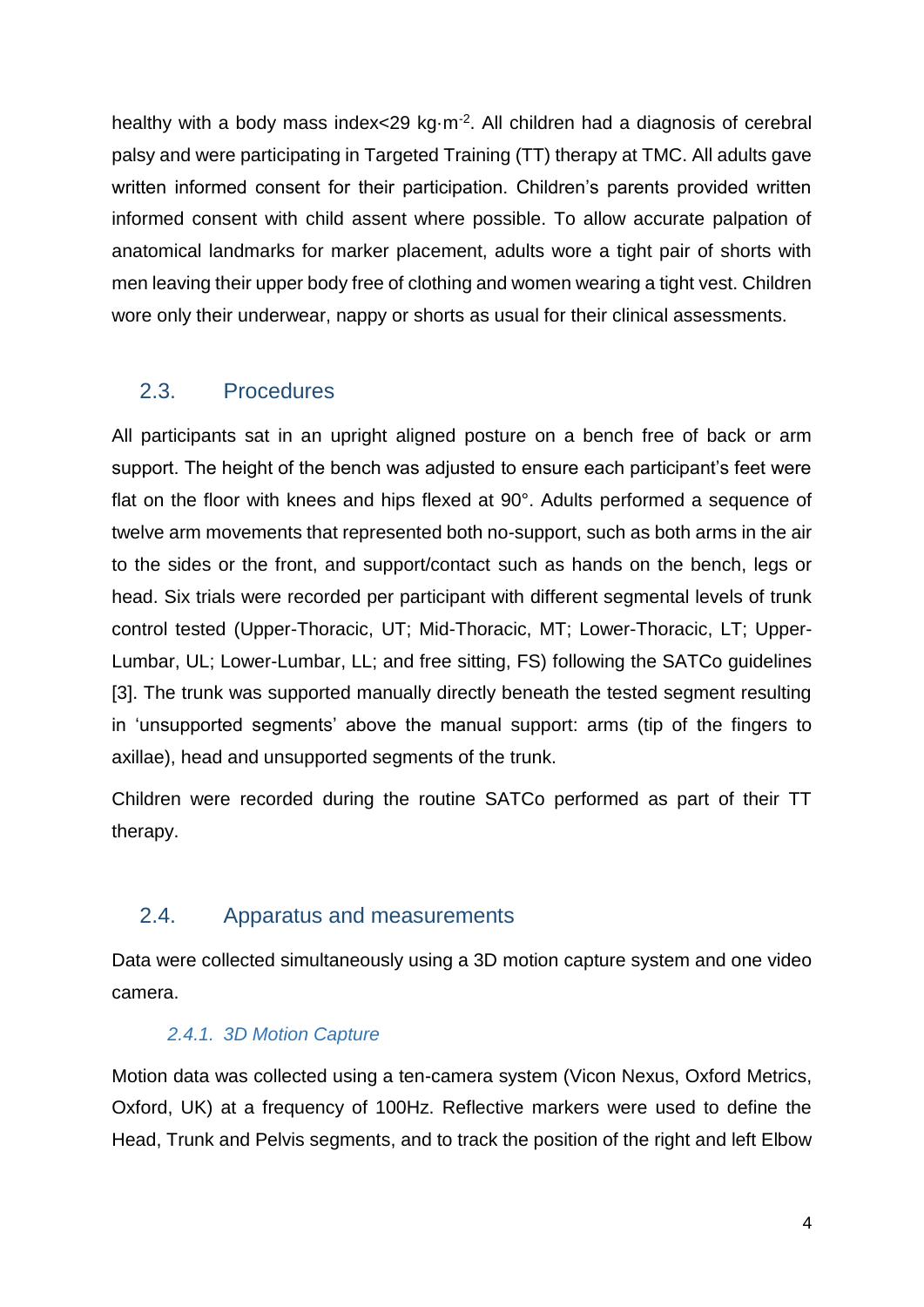healthy with a body mass index<29 kg·m$^{-2}$. All children had a diagnosis of cerebral palsy and were participating in Targeted Training (TT) therapy at TMC. All adults gave written informed consent for their participation. Children's parents provided written informed consent with child assent where possible. To allow accurate palpation of anatomical landmarks for marker placement, adults wore a tight pair of shorts with men leaving their upper body free of clothing and women wearing a tight vest. Children wore only their underwear, nappy or shorts as usual for their clinical assessments.

## 2.3. Procedures

All participants sat in an upright aligned posture on a bench free of back or arm support. The height of the bench was adjusted to ensure each participant's feet were flat on the floor with knees and hips flexed at 90°. Adults performed a sequence of twelve arm movements that represented both no-support, such as both arms in the air to the sides or the front, and support/contact such as hands on the bench, legs or head. Six trials were recorded per participant with different segmental levels of trunk control tested (Upper-Thoracic, UT; Mid-Thoracic, MT; Lower-Thoracic, LT; Upper-Lumbar, UL; Lower-Lumbar, LL; and free sitting, FS) following the SATCo guidelines [3]. The trunk was supported manually directly beneath the tested segment resulting in 'unsupported segments' above the manual support: arms (tip of the fingers to axillae), head and unsupported segments of the trunk.

Children were recorded during the routine SATCo performed as part of their TT therapy.

## 2.4. Apparatus and measurements

Data were collected simultaneously using a 3D motion capture system and one video camera.

### *2.4.1. 3D Motion Capture*

Motion data was collected using a ten-camera system (Vicon Nexus, Oxford Metrics, Oxford, UK) at a frequency of 100Hz. Reflective markers were used to define the Head, Trunk and Pelvis segments, and to track the position of the right and left Elbow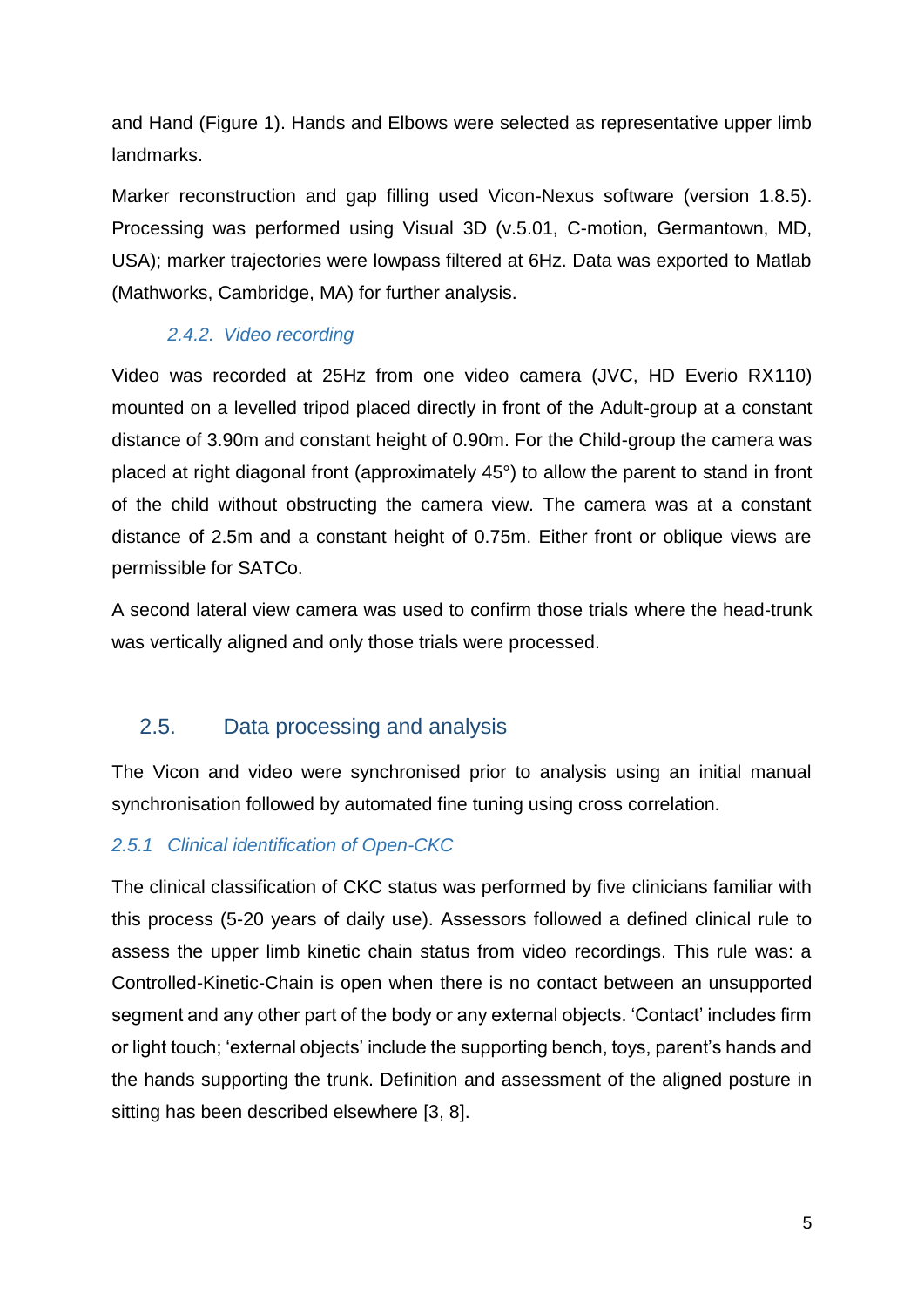and Hand (Figure 1). Hands and Elbows were selected as representative upper limb landmarks.

Marker reconstruction and gap filling used Vicon-Nexus software (version 1.8.5). Processing was performed using Visual 3D (v.5.01, C-motion, Germantown, MD, USA); marker trajectories were lowpass filtered at 6Hz. Data was exported to Matlab (Mathworks, Cambridge, MA) for further analysis.

#### *2.4.2. Video recording*

Video was recorded at 25Hz from one video camera (JVC, HD Everio RX110) mounted on a levelled tripod placed directly in front of the Adult-group at a constant distance of 3.90m and constant height of 0.90m. For the Child-group the camera was placed at right diagonal front (approximately 45°) to allow the parent to stand in front of the child without obstructing the camera view. The camera was at a constant distance of 2.5m and a constant height of 0.75m. Either front or oblique views are permissible for SATCo.

A second lateral view camera was used to confirm those trials where the head-trunk was vertically aligned and only those trials were processed.

## 2.5. Data processing and analysis

The Vicon and video were synchronised prior to analysis using an initial manual synchronisation followed by automated fine tuning using cross correlation.

### *2.5.1 Clinical identification of Open-CKC*

The clinical classification of CKC status was performed by five clinicians familiar with this process (5-20 years of daily use). Assessors followed a defined clinical rule to assess the upper limb kinetic chain status from video recordings. This rule was: a Controlled-Kinetic-Chain is open when there is no contact between an unsupported segment and any other part of the body or any external objects. 'Contact' includes firm or light touch; 'external objects' include the supporting bench, toys, parent's hands and the hands supporting the trunk. Definition and assessment of the aligned posture in sitting has been described elsewhere [3, 8].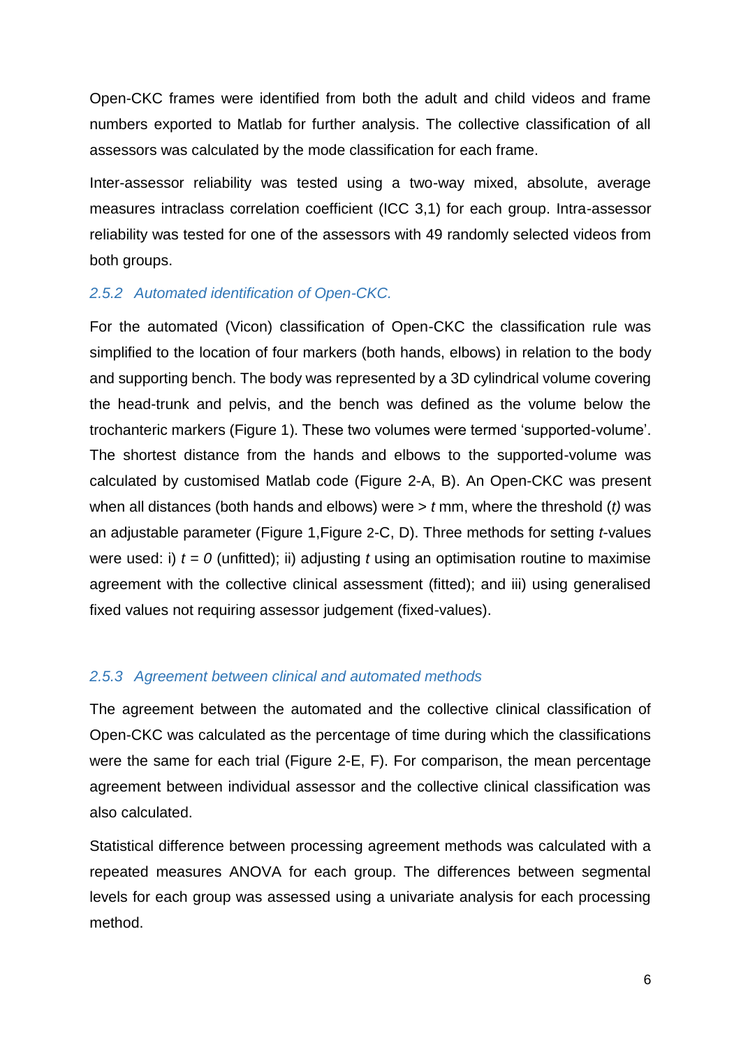Open-CKC frames were identified from both the adult and child videos and frame numbers exported to Matlab for further analysis. The collective classification of all assessors was calculated by the mode classification for each frame.

Inter-assessor reliability was tested using a two-way mixed, absolute, average measures intraclass correlation coefficient (ICC 3,1) for each group. Intra-assessor reliability was tested for one of the assessors with 49 randomly selected videos from both groups.

### *2.5.2 Automated identification of Open-CKC.*

For the automated (Vicon) classification of Open-CKC the classification rule was simplified to the location of four markers (both hands, elbows) in relation to the body and supporting bench. The body was represented by a 3D cylindrical volume covering the head-trunk and pelvis, and the bench was defined as the volume below the trochanteric markers (Figure 1). These two volumes were termed 'supported-volume'. The shortest distance from the hands and elbows to the supported-volume was calculated by customised Matlab code (Figure 2-A, B). An Open-CKC was present when all distances (both hands and elbows) were > $t$ mm, where the threshold ($t$) was an adjustable parameter (Figure 1,Figure 2-C, D). Three methods for setting $t$-values were used: i) $t = 0$ (unfitted); ii) adjusting $t$ using an optimisation routine to maximise agreement with the collective clinical assessment (fitted); and iii) using generalised fixed values not requiring assessor judgement (fixed-values).

### *2.5.3 Agreement between clinical and automated methods*

The agreement between the automated and the collective clinical classification of Open-CKC was calculated as the percentage of time during which the classifications were the same for each trial (Figure 2-E, F). For comparison, the mean percentage agreement between individual assessor and the collective clinical classification was also calculated.

Statistical difference between processing agreement methods was calculated with a repeated measures ANOVA for each group. The differences between segmental levels for each group was assessed using a univariate analysis for each processing method.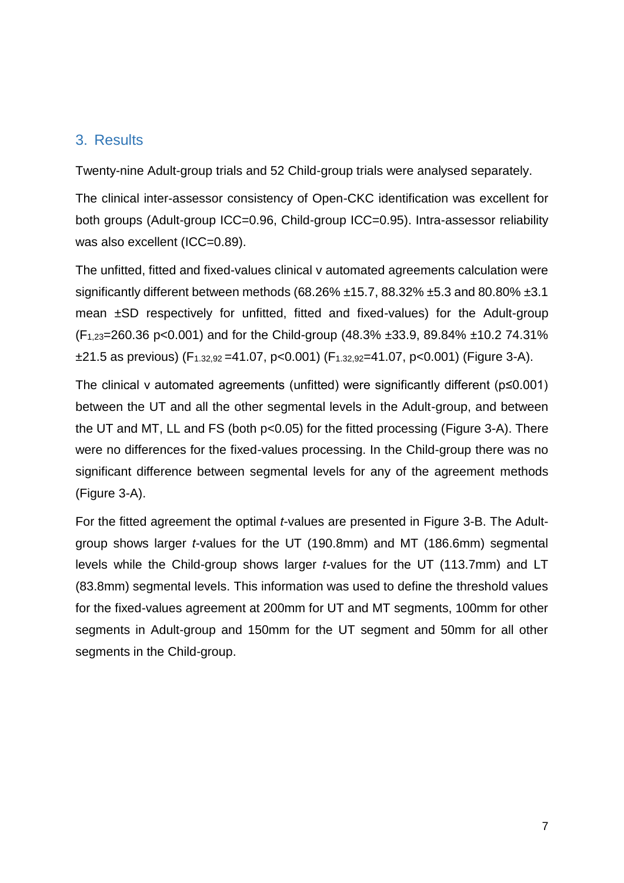## 3. Results

Twenty-nine Adult-group trials and 52 Child-group trials were analysed separately.

The clinical inter-assessor consistency of Open-CKC identification was excellent for both groups (Adult-group ICC=0.96, Child-group ICC=0.95). Intra-assessor reliability was also excellent (ICC=0.89).

The unfitted, fitted and fixed-values clinical v automated agreements calculation were significantly different between methods (68.26% ±15.7, 88.32% ±5.3 and 80.80% ±3.1 mean ±SD respectively for unfitted, fitted and fixed-values) for the Adult-group ($F_{1,23}$=260.36 p<0.001) and for the Child-group (48.3% ±33.9, 89.84% ±10.2 74.31% ±21.5 as previous) ($F_{1.32,92}$ =41.07, p<0.001) ($F_{1.32,92}$=41.07, p<0.001) (Figure 3-A).

The clinical v automated agreements (unfitted) were significantly different (p≤0.001) between the UT and all the other segmental levels in the Adult-group, and between the UT and MT, LL and FS (both p<0.05) for the fitted processing (Figure 3-A). There were no differences for the fixed-values processing. In the Child-group there was no significant difference between segmental levels for any of the agreement methods (Figure 3-A).

For the fitted agreement the optimal *t*-values are presented in Figure 3-B. The Adult-group shows larger *t*-values for the UT (190.8mm) and MT (186.6mm) segmental levels while the Child-group shows larger *t*-values for the UT (113.7mm) and LT (83.8mm) segmental levels. This information was used to define the threshold values for the fixed-values agreement at 200mm for UT and MT segments, 100mm for other segments in Adult-group and 150mm for the UT segment and 50mm for all other segments in the Child-group.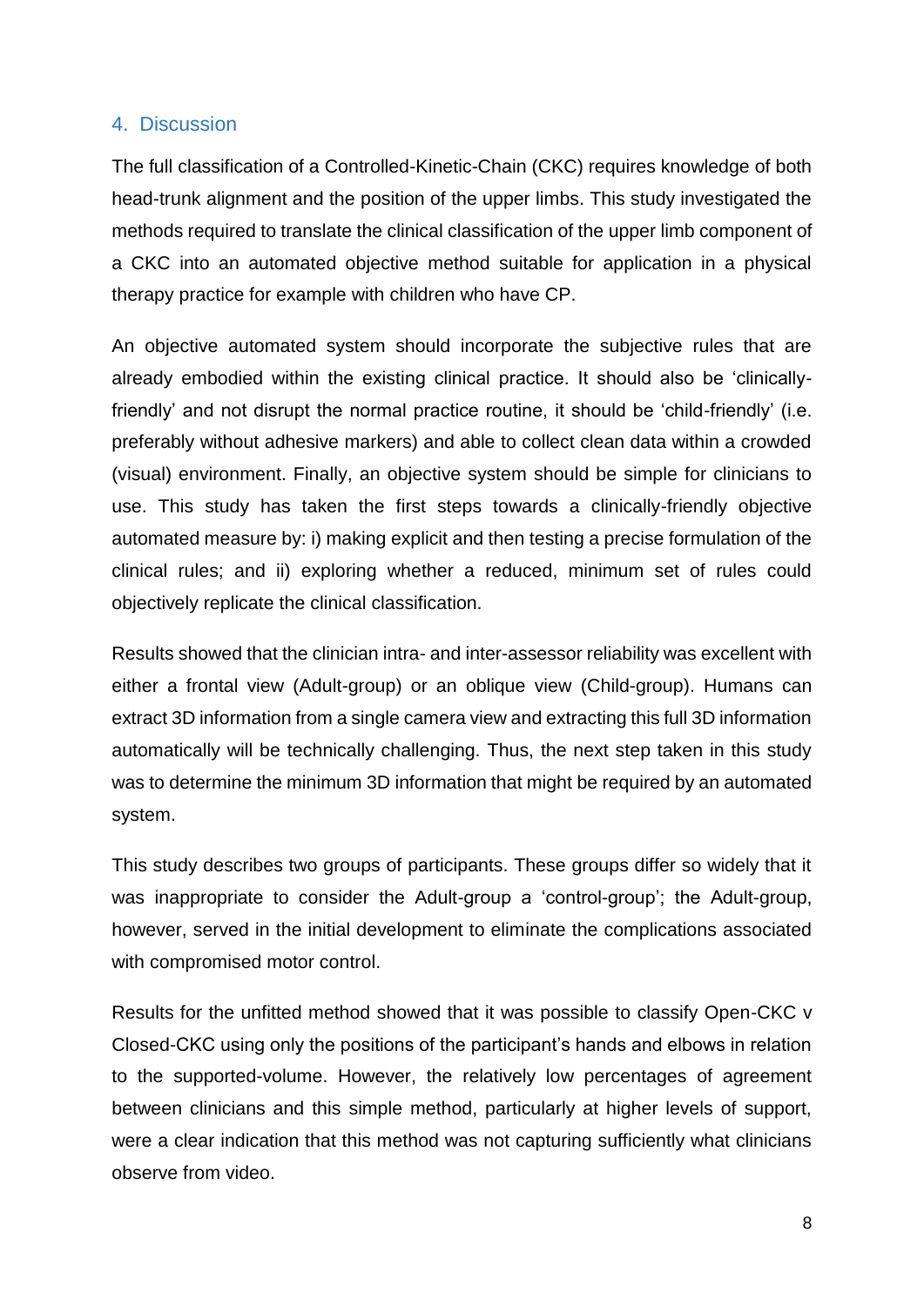## 4. Discussion

The full classification of a Controlled-Kinetic-Chain (CKC) requires knowledge of both head-trunk alignment and the position of the upper limbs. This study investigated the methods required to translate the clinical classification of the upper limb component of a CKC into an automated objective method suitable for application in a physical therapy practice for example with children who have CP.

An objective automated system should incorporate the subjective rules that are already embodied within the existing clinical practice. It should also be 'clinically-friendly' and not disrupt the normal practice routine, it should be 'child-friendly' (i.e. preferably without adhesive markers) and able to collect clean data within a crowded (visual) environment. Finally, an objective system should be simple for clinicians to use. This study has taken the first steps towards a clinically-friendly objective automated measure by: i) making explicit and then testing a precise formulation of the clinical rules; and ii) exploring whether a reduced, minimum set of rules could objectively replicate the clinical classification.

Results showed that the clinician intra- and inter-assessor reliability was excellent with either a frontal view (Adult-group) or an oblique view (Child-group). Humans can extract 3D information from a single camera view and extracting this full 3D information automatically will be technically challenging. Thus, the next step taken in this study was to determine the minimum 3D information that might be required by an automated system.

This study describes two groups of participants. These groups differ so widely that it was inappropriate to consider the Adult-group a 'control-group'; the Adult-group, however, served in the initial development to eliminate the complications associated with compromised motor control.

Results for the unfitted method showed that it was possible to classify Open-CKC v Closed-CKC using only the positions of the participant's hands and elbows in relation to the supported-volume. However, the relatively low percentages of agreement between clinicians and this simple method, particularly at higher levels of support, were a clear indication that this method was not capturing sufficiently what clinicians observe from video.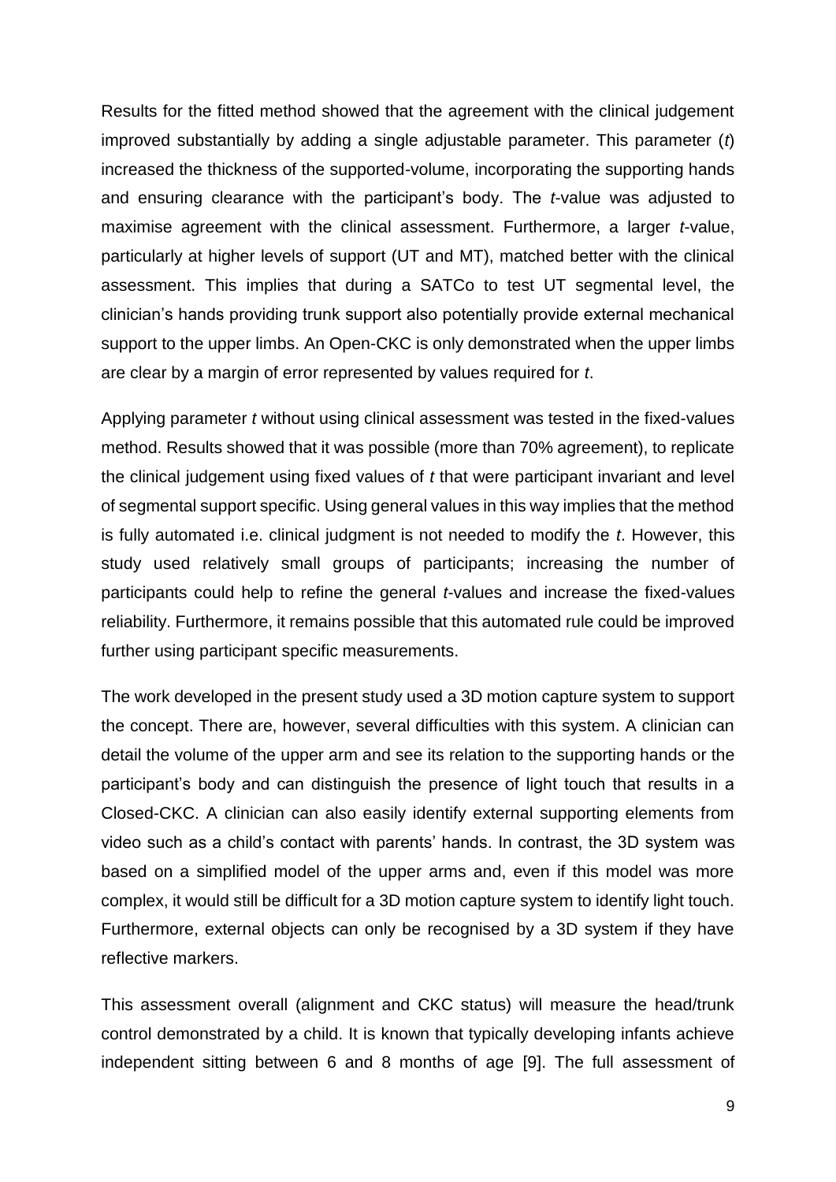Results for the fitted method showed that the agreement with the clinical judgement improved substantially by adding a single adjustable parameter. This parameter (*t*) increased the thickness of the supported-volume, incorporating the supporting hands and ensuring clearance with the participant's body. The *t*-value was adjusted to maximise agreement with the clinical assessment. Furthermore, a larger *t*-value, particularly at higher levels of support (UT and MT), matched better with the clinical assessment. This implies that during a SATCo to test UT segmental level, the clinician's hands providing trunk support also potentially provide external mechanical support to the upper limbs. An Open-CKC is only demonstrated when the upper limbs are clear by a margin of error represented by values required for *t*.

Applying parameter *t* without using clinical assessment was tested in the fixed-values method. Results showed that it was possible (more than 70% agreement), to replicate the clinical judgement using fixed values of *t* that were participant invariant and level of segmental support specific. Using general values in this way implies that the method is fully automated i.e. clinical judgment is not needed to modify the *t*. However, this study used relatively small groups of participants; increasing the number of participants could help to refine the general *t*-values and increase the fixed-values reliability. Furthermore, it remains possible that this automated rule could be improved further using participant specific measurements.

The work developed in the present study used a 3D motion capture system to support the concept. There are, however, several difficulties with this system. A clinician can detail the volume of the upper arm and see its relation to the supporting hands or the participant's body and can distinguish the presence of light touch that results in a Closed-CKC. A clinician can also easily identify external supporting elements from video such as a child's contact with parents' hands. In contrast, the 3D system was based on a simplified model of the upper arms and, even if this model was more complex, it would still be difficult for a 3D motion capture system to identify light touch. Furthermore, external objects can only be recognised by a 3D system if they have reflective markers.

This assessment overall (alignment and CKC status) will measure the head/trunk control demonstrated by a child. It is known that typically developing infants achieve independent sitting between 6 and 8 months of age [9]. The full assessment of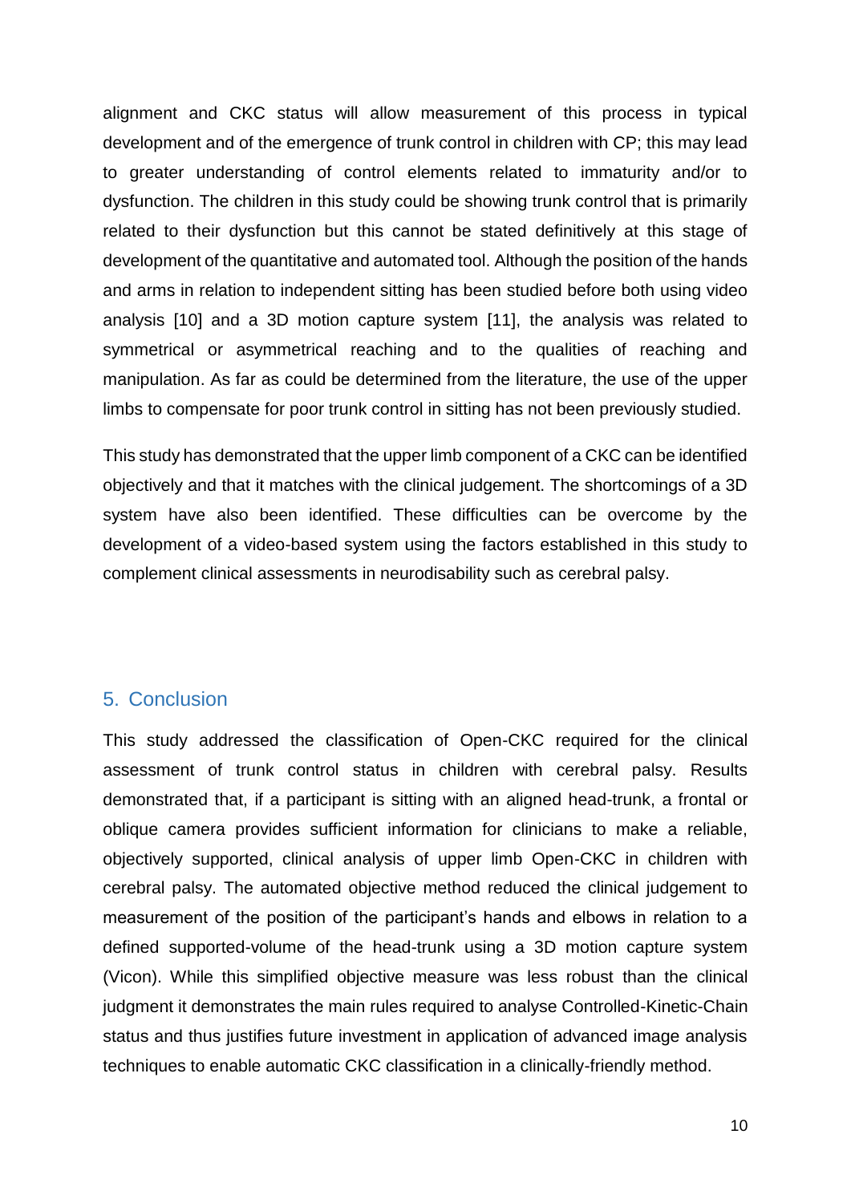alignment and CKC status will allow measurement of this process in typical development and of the emergence of trunk control in children with CP; this may lead to greater understanding of control elements related to immaturity and/or to dysfunction. The children in this study could be showing trunk control that is primarily related to their dysfunction but this cannot be stated definitively at this stage of development of the quantitative and automated tool. Although the position of the hands and arms in relation to independent sitting has been studied before both using video analysis [10] and a 3D motion capture system [11], the analysis was related to symmetrical or asymmetrical reaching and to the qualities of reaching and manipulation. As far as could be determined from the literature, the use of the upper limbs to compensate for poor trunk control in sitting has not been previously studied.

This study has demonstrated that the upper limb component of a CKC can be identified objectively and that it matches with the clinical judgement. The shortcomings of a 3D system have also been identified. These difficulties can be overcome by the development of a video-based system using the factors established in this study to complement clinical assessments in neurodisability such as cerebral palsy.

## 5. Conclusion

This study addressed the classification of Open-CKC required for the clinical assessment of trunk control status in children with cerebral palsy. Results demonstrated that, if a participant is sitting with an aligned head-trunk, a frontal or oblique camera provides sufficient information for clinicians to make a reliable, objectively supported, clinical analysis of upper limb Open-CKC in children with cerebral palsy. The automated objective method reduced the clinical judgement to measurement of the position of the participant's hands and elbows in relation to a defined supported-volume of the head-trunk using a 3D motion capture system (Vicon). While this simplified objective measure was less robust than the clinical judgment it demonstrates the main rules required to analyse Controlled-Kinetic-Chain status and thus justifies future investment in application of advanced image analysis techniques to enable automatic CKC classification in a clinically-friendly method.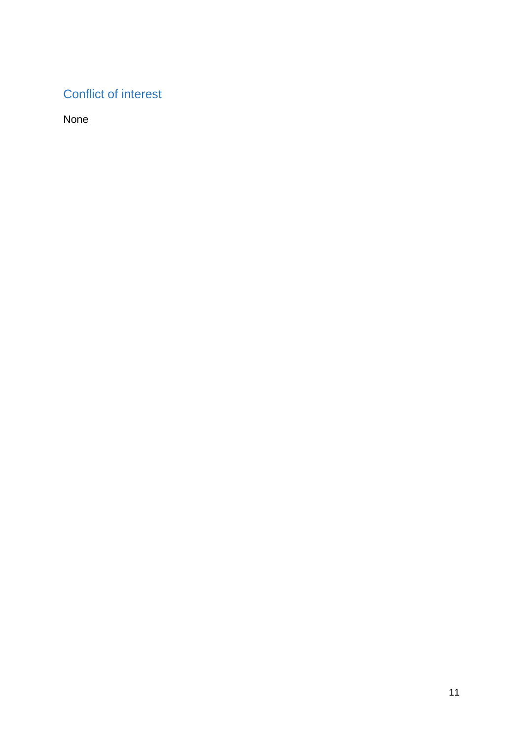## Conflict of interest

None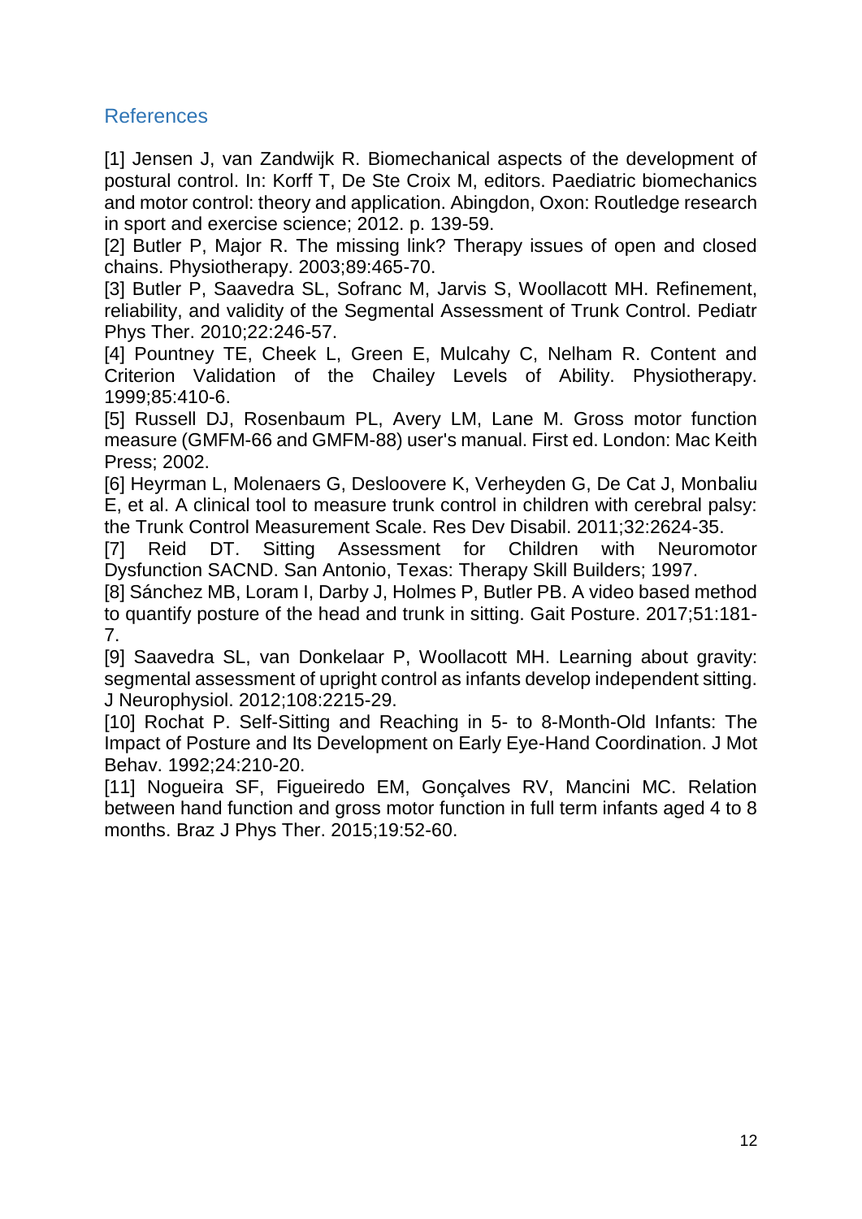## References

[1] Jensen J, van Zandwijk R. Biomechanical aspects of the development of postural control. In: Korff T, De Ste Croix M, editors. Paediatric biomechanics and motor control: theory and application. Abingdon, Oxon: Routledge research in sport and exercise science; 2012. p. 139-59.

[2] Butler P, Major R. The missing link? Therapy issues of open and closed chains. Physiotherapy. 2003;89:465-70.

[3] Butler P, Saavedra SL, Sofranc M, Jarvis S, Woollacott MH. Refinement, reliability, and validity of the Segmental Assessment of Trunk Control. Pediatr Phys Ther. 2010;22:246-57.

[4] Pountney TE, Cheek L, Green E, Mulcahy C, Nelham R. Content and Criterion Validation of the Chailey Levels of Ability. Physiotherapy. 1999;85:410-6.

[5] Russell DJ, Rosenbaum PL, Avery LM, Lane M. Gross motor function measure (GMFM-66 and GMFM-88) user's manual. First ed. London: Mac Keith Press; 2002.

[6] Heyrman L, Molenaers G, Desloovere K, Verheyden G, De Cat J, Monbaliu E, et al. A clinical tool to measure trunk control in children with cerebral palsy: the Trunk Control Measurement Scale. Res Dev Disabil. 2011;32:2624-35.

[7] Reid DT. Sitting Assessment for Children with Neuromotor Dysfunction SACND. San Antonio, Texas: Therapy Skill Builders; 1997.

[8] Sánchez MB, Loram I, Darby J, Holmes P, Butler PB. A video based method to quantify posture of the head and trunk in sitting. Gait Posture. 2017;51:181-7.

[9] Saavedra SL, van Donkelaar P, Woollacott MH. Learning about gravity: segmental assessment of upright control as infants develop independent sitting. J Neurophysiol. 2012;108:2215-29.

[10] Rochat P. Self-Sitting and Reaching in 5- to 8-Month-Old Infants: The Impact of Posture and Its Development on Early Eye-Hand Coordination. J Mot Behav. 1992;24:210-20.

[11] Nogueira SF, Figueiredo EM, Gonçalves RV, Mancini MC. Relation between hand function and gross motor function in full term infants aged 4 to 8 months. Braz J Phys Ther. 2015;19:52-60.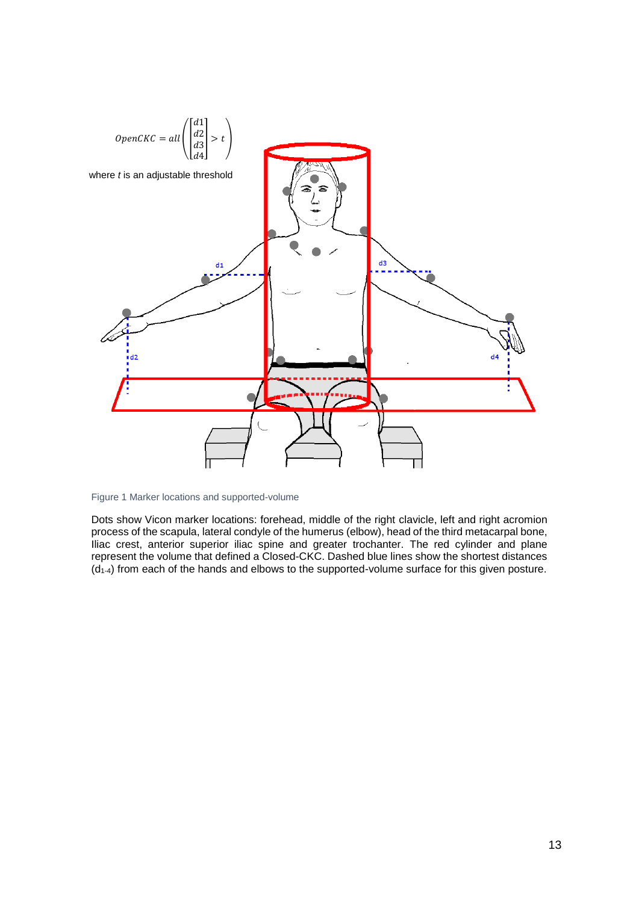$$OpenCKC = all\left(\begin{bmatrix} d1 \\ d2 \\ d3 \\ d4 \end{bmatrix} > t\right)$$

where *t* is an adjustable threshold

Figure 1 Marker locations and supported-volume

Dots show Vicon marker locations: forehead, middle of the right clavicle, left and right acromion process of the scapula, lateral condyle of the humerus (elbow), head of the third metacarpal bone, Iliac crest, anterior superior iliac spine and greater trochanter. The red cylinder and plane represent the volume that defined a Closed-CKC. Dashed blue lines show the shortest distances ($d_{1\text{-}4}$) from each of the hands and elbows to the supported-volume surface for this given posture.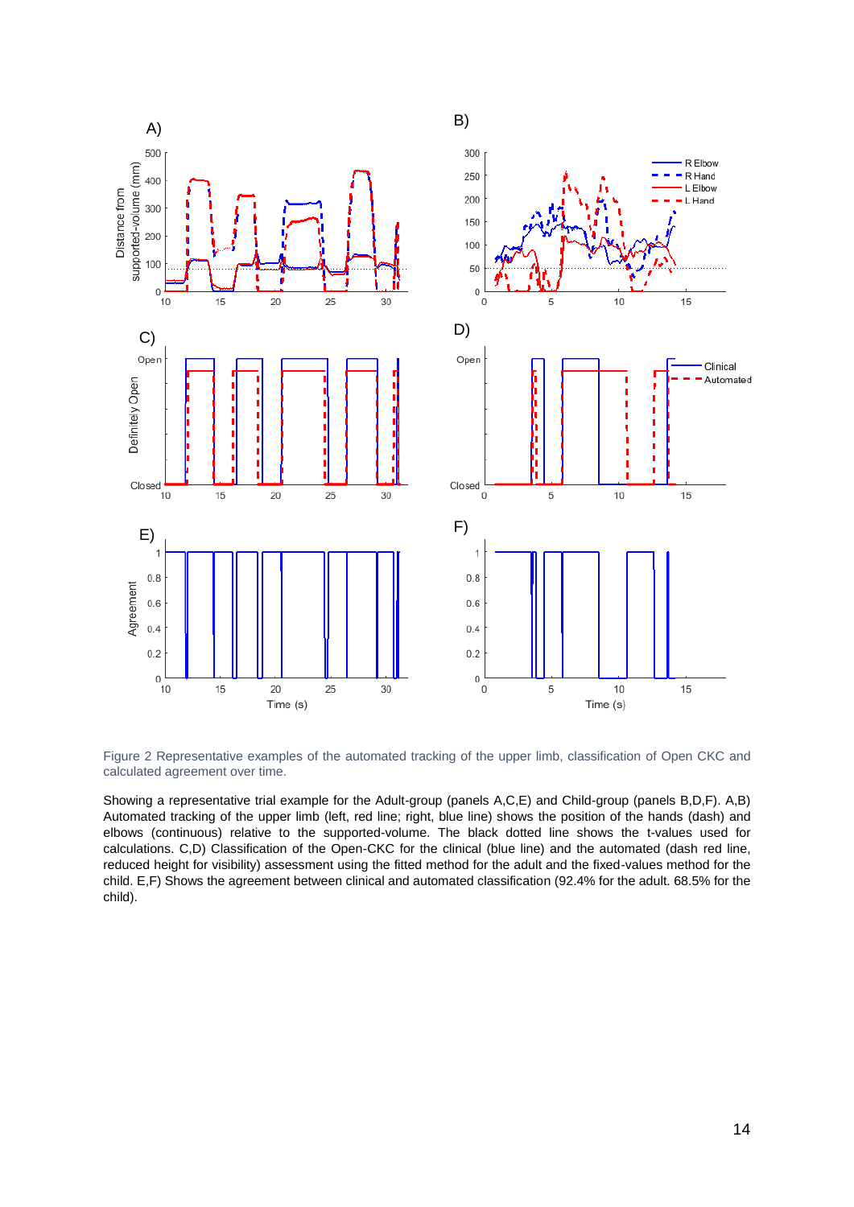Figure 2 Representative examples of the automated tracking of the upper limb, classification of Open CKC and calculated agreement over time.

Showing a representative trial example for the Adult-group (panels A,C,E) and Child-group (panels B,D,F). A,B) Automated tracking of the upper limb (left, red line; right, blue line) shows the position of the hands (dash) and elbows (continuous) relative to the supported-volume. The black dotted line shows the t-values used for calculations. C,D) Classification of the Open-CKC for the clinical (blue line) and the automated (dash red line, reduced height for visibility) assessment using the fitted method for the adult and the fixed-values method for the child. E,F) Shows the agreement between clinical and automated classification (92.4% for the adult. 68.5% for the child).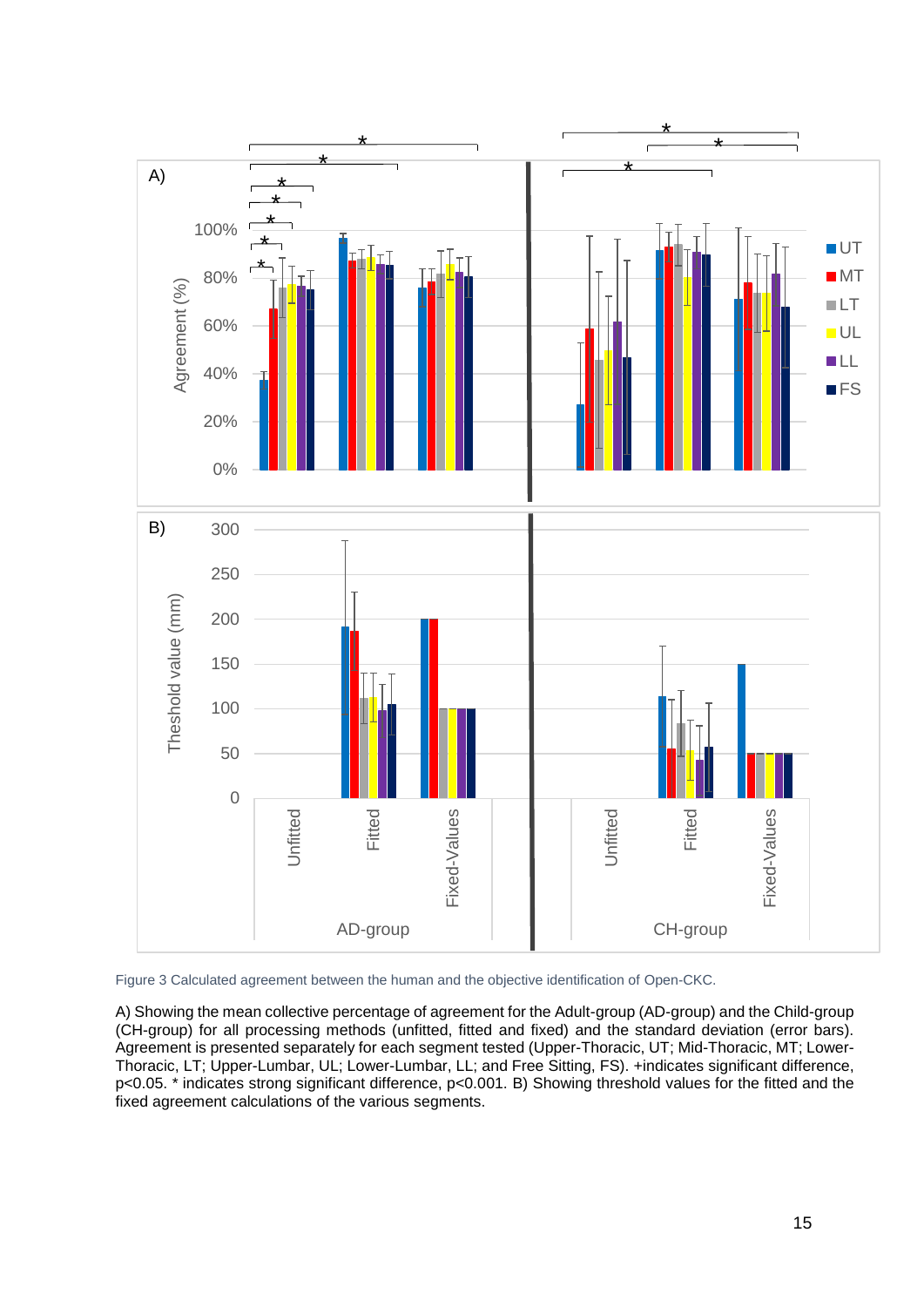A)

100%
80%
60%
40%
20%
0%

Agreement (%)

UT
MT
LT
UL
LL
FS

B)

300
250
200
150
100
50
0

Theshold value (mm)

Unfitted
Fitted
Fixed-Values
AD-group

Unfitted
Fitted
Fixed-Values
CH-group

Figure 3 Calculated agreement between the human and the objective identification of Open-CKC.

A) Showing the mean collective percentage of agreement for the Adult-group (AD-group) and the Child-group (CH-group) for all processing methods (unfitted, fitted and fixed) and the standard deviation (error bars). Agreement is presented separately for each segment tested (Upper-Thoracic, UT; Mid-Thoracic, MT; Lower-Thoracic, LT; Upper-Lumbar, UL; Lower-Lumbar, LL; and Free Sitting, FS). +indicates significant difference, $p<0.05$. * indicates strong significant difference, $p<0.001$. B) Showing threshold values for the fitted and the fixed agreement calculations of the various segments.